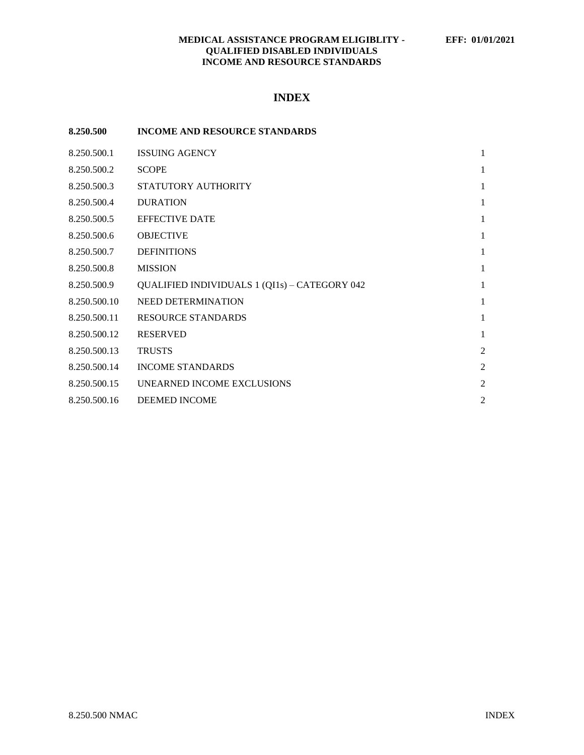**MEDICAL ASSISTANCE PROGRAM ELIGIBLITY - QUALIFIED DISABLED INDIVIDUALS INCOME AND RESOURCE STANDARDS** — **EFF: 01/01/2021**

# INDEX

| **8.250.500** | **INCOME AND RESOURCE STANDARDS** | |
|---|---|---|
| 8.250.500.1 | ISSUING AGENCY | 1 |
| 8.250.500.2 | SCOPE | 1 |
| 8.250.500.3 | STATUTORY AUTHORITY | 1 |
| 8.250.500.4 | DURATION | 1 |
| 8.250.500.5 | EFFECTIVE DATE | 1 |
| 8.250.500.6 | OBJECTIVE | 1 |
| 8.250.500.7 | DEFINITIONS | 1 |
| 8.250.500.8 | MISSION | 1 |
| 8.250.500.9 | QUALIFIED INDIVIDUALS 1 (QI1s) – CATEGORY 042 | 1 |
| 8.250.500.10 | NEED DETERMINATION | 1 |
| 8.250.500.11 | RESOURCE STANDARDS | 1 |
| 8.250.500.12 | RESERVED | 1 |
| 8.250.500.13 | TRUSTS | 2 |
| 8.250.500.14 | INCOME STANDARDS | 2 |
| 8.250.500.15 | UNEARNED INCOME EXCLUSIONS | 2 |
| 8.250.500.16 | DEEMED INCOME | 2 |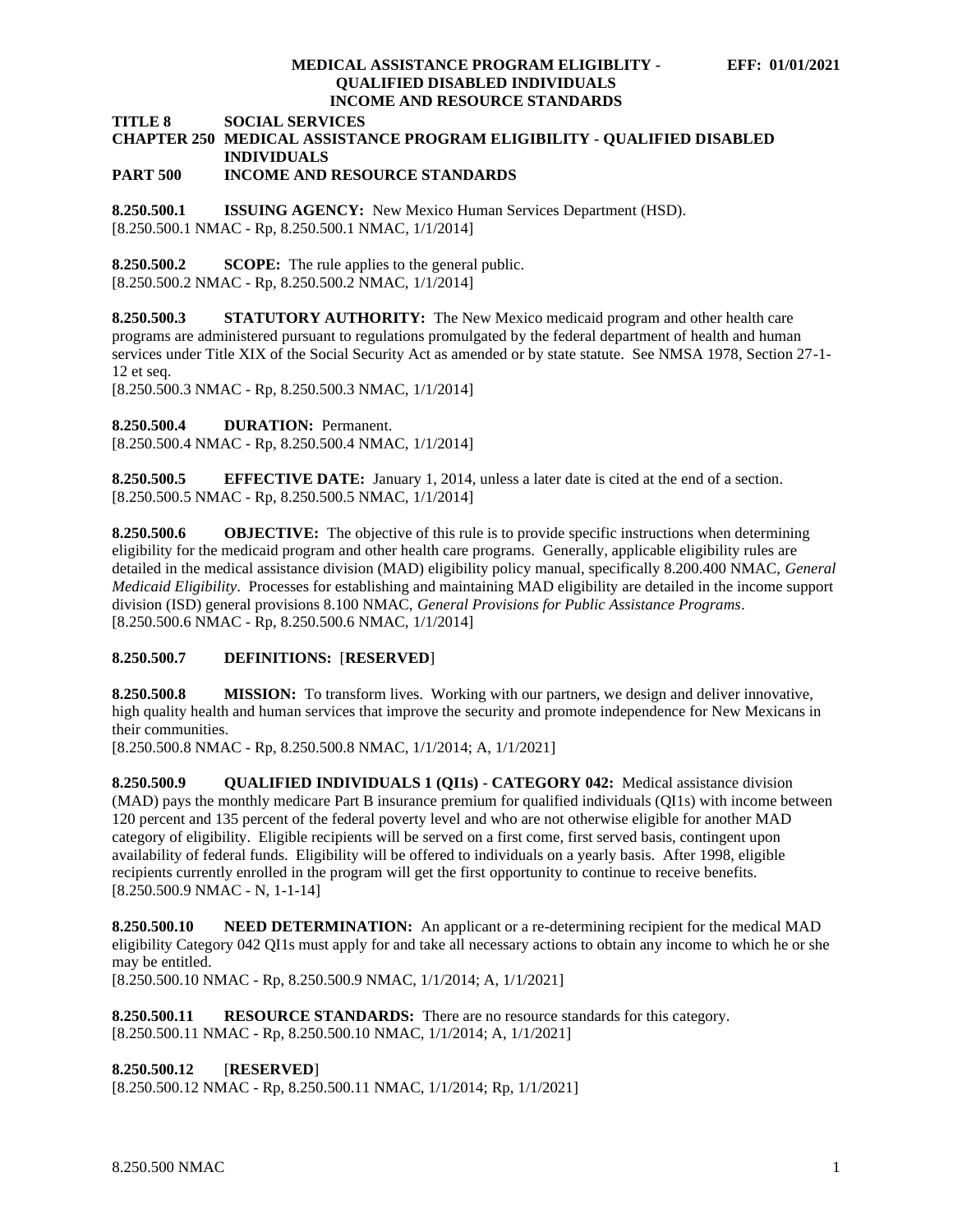**TITLE 8 SOCIAL SERVICES**
**CHAPTER 250 MEDICAL ASSISTANCE PROGRAM ELIGIBILITY - QUALIFIED DISABLED INDIVIDUALS**
**PART 500 INCOME AND RESOURCE STANDARDS**

**8.250.500.1 ISSUING AGENCY:** New Mexico Human Services Department (HSD).
[8.250.500.1 NMAC - Rp, 8.250.500.1 NMAC, 1/1/2014]

**8.250.500.2 SCOPE:** The rule applies to the general public.
[8.250.500.2 NMAC - Rp, 8.250.500.2 NMAC, 1/1/2014]

**8.250.500.3 STATUTORY AUTHORITY:** The New Mexico medicaid program and other health care programs are administered pursuant to regulations promulgated by the federal department of health and human services under Title XIX of the Social Security Act as amended or by state statute. See NMSA 1978, Section 27-1-12 et seq.
[8.250.500.3 NMAC - Rp, 8.250.500.3 NMAC, 1/1/2014]

**8.250.500.4 DURATION:** Permanent.
[8.250.500.4 NMAC - Rp, 8.250.500.4 NMAC, 1/1/2014]

**8.250.500.5 EFFECTIVE DATE:** January 1, 2014, unless a later date is cited at the end of a section.
[8.250.500.5 NMAC - Rp, 8.250.500.5 NMAC, 1/1/2014]

**8.250.500.6 OBJECTIVE:** The objective of this rule is to provide specific instructions when determining eligibility for the medicaid program and other health care programs. Generally, applicable eligibility rules are detailed in the medical assistance division (MAD) eligibility policy manual, specifically 8.200.400 NMAC, *General Medicaid Eligibility*. Processes for establishing and maintaining MAD eligibility are detailed in the income support division (ISD) general provisions 8.100 NMAC, *General Provisions for Public Assistance Programs*.
[8.250.500.6 NMAC - Rp, 8.250.500.6 NMAC, 1/1/2014]

**8.250.500.7 DEFINITIONS:** [**RESERVED**]

**8.250.500.8 MISSION:** To transform lives. Working with our partners, we design and deliver innovative, high quality health and human services that improve the security and promote independence for New Mexicans in their communities.
[8.250.500.8 NMAC - Rp, 8.250.500.8 NMAC, 1/1/2014; A, 1/1/2021]

**8.250.500.9 QUALIFIED INDIVIDUALS 1 (QI1s) - CATEGORY 042:** Medical assistance division (MAD) pays the monthly medicare Part B insurance premium for qualified individuals (QI1s) with income between 120 percent and 135 percent of the federal poverty level and who are not otherwise eligible for another MAD category of eligibility. Eligible recipients will be served on a first come, first served basis, contingent upon availability of federal funds. Eligibility will be offered to individuals on a yearly basis. After 1998, eligible recipients currently enrolled in the program will get the first opportunity to continue to receive benefits.
[8.250.500.9 NMAC - N, 1-1-14]

**8.250.500.10 NEED DETERMINATION:** An applicant or a re-determining recipient for the medical MAD eligibility Category 042 QI1s must apply for and take all necessary actions to obtain any income to which he or she may be entitled.
[8.250.500.10 NMAC - Rp, 8.250.500.9 NMAC, 1/1/2014; A, 1/1/2021]

**8.250.500.11 RESOURCE STANDARDS:** There are no resource standards for this category.
[8.250.500.11 NMAC - Rp, 8.250.500.10 NMAC, 1/1/2014; A, 1/1/2021]

**8.250.500.12** [**RESERVED**]
[8.250.500.12 NMAC - Rp, 8.250.500.11 NMAC, 1/1/2014; Rp, 1/1/2021]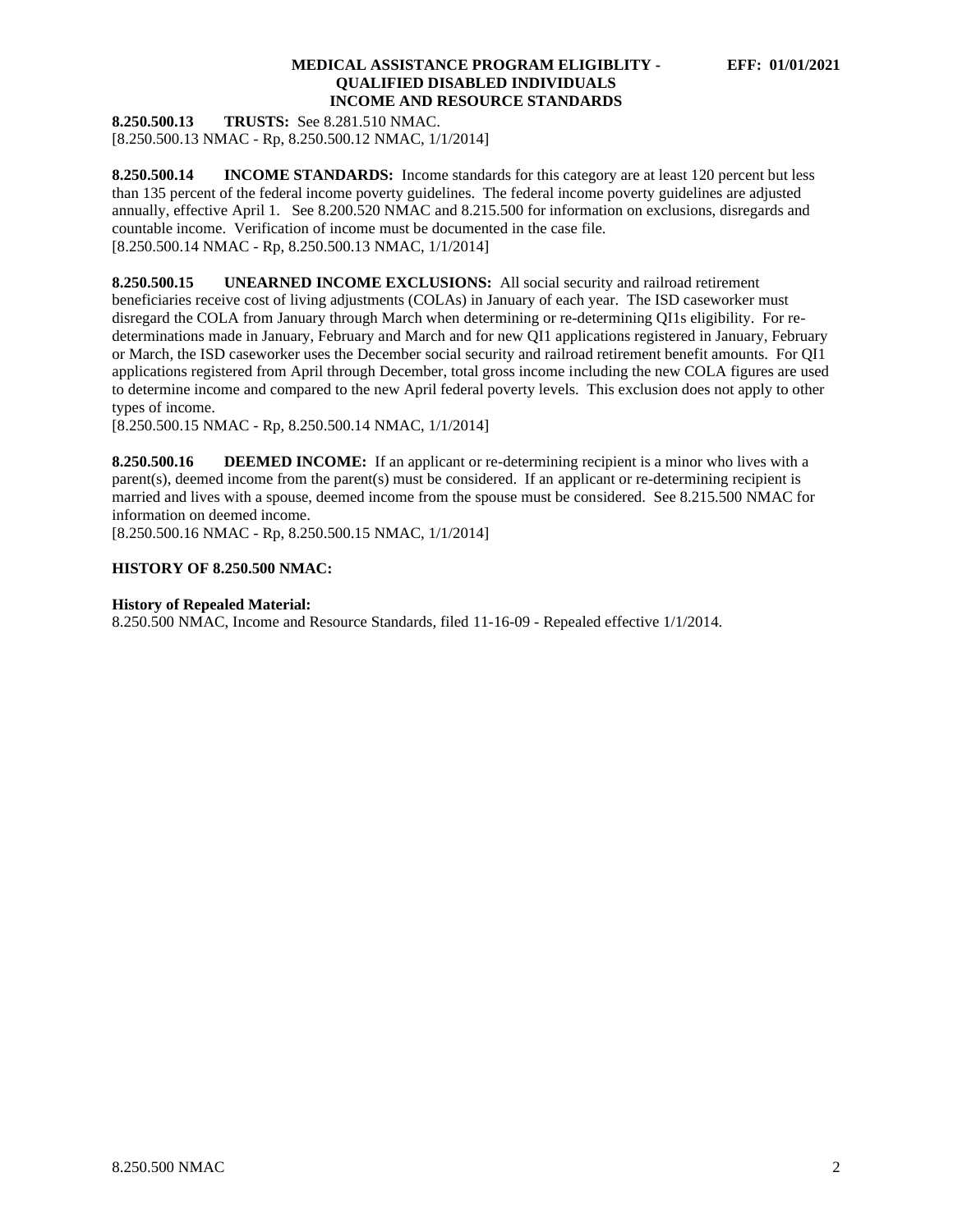**8.250.500.13 TRUSTS:** See 8.281.510 NMAC.
[8.250.500.13 NMAC - Rp, 8.250.500.12 NMAC, 1/1/2014]

**8.250.500.14 INCOME STANDARDS:** Income standards for this category are at least 120 percent but less than 135 percent of the federal income poverty guidelines. The federal income poverty guidelines are adjusted annually, effective April 1. See 8.200.520 NMAC and 8.215.500 for information on exclusions, disregards and countable income. Verification of income must be documented in the case file.
[8.250.500.14 NMAC - Rp, 8.250.500.13 NMAC, 1/1/2014]

**8.250.500.15 UNEARNED INCOME EXCLUSIONS:** All social security and railroad retirement beneficiaries receive cost of living adjustments (COLAs) in January of each year. The ISD caseworker must disregard the COLA from January through March when determining or re-determining QI1s eligibility. For re-determinations made in January, February and March and for new QI1 applications registered in January, February or March, the ISD caseworker uses the December social security and railroad retirement benefit amounts. For QI1 applications registered from April through December, total gross income including the new COLA figures are used to determine income and compared to the new April federal poverty levels. This exclusion does not apply to other types of income.
[8.250.500.15 NMAC - Rp, 8.250.500.14 NMAC, 1/1/2014]

**8.250.500.16 DEEMED INCOME:** If an applicant or re-determining recipient is a minor who lives with a parent(s), deemed income from the parent(s) must be considered. If an applicant or re-determining recipient is married and lives with a spouse, deemed income from the spouse must be considered. See 8.215.500 NMAC for information on deemed income.
[8.250.500.16 NMAC - Rp, 8.250.500.15 NMAC, 1/1/2014]

**HISTORY OF 8.250.500 NMAC:**

**History of Repealed Material:**
8.250.500 NMAC, Income and Resource Standards, filed 11-16-09 - Repealed effective 1/1/2014.